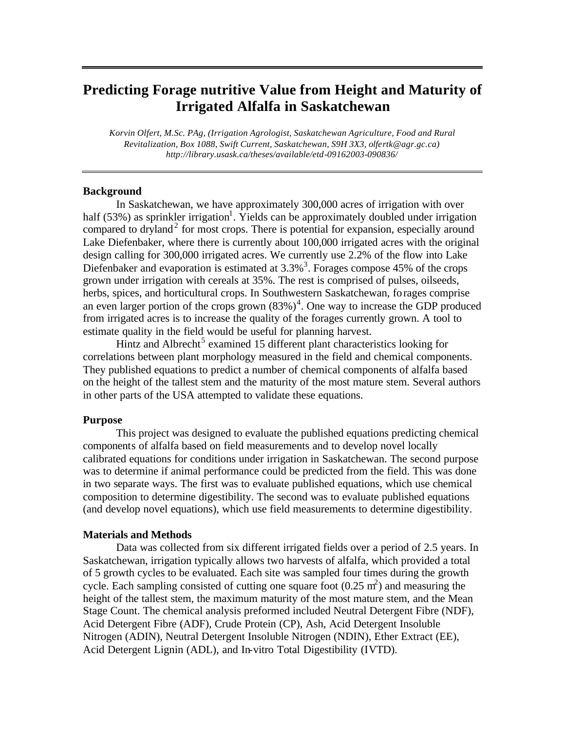# Predicting Forage nutritive Value from Height and Maturity of Irrigated Alfalfa in Saskatchewan

*Korvin Olfert, M.Sc. PAg, (Irrigation Agrologist, Saskatchewan Agriculture, Food and Rural Revitalization, Box 1088, Swift Current, Saskatchewan, S9H 3X3, olfertk@agr.gc.ca)*
*http://library.usask.ca/theses/available/etd-09162003-090836/*

## Background

In Saskatchewan, we have approximately 300,000 acres of irrigation with over half (53%) as sprinkler irrigation[1]. Yields can be approximately doubled under irrigation compared to dryland[2] for most crops. There is potential for expansion, especially around Lake Diefenbaker, where there is currently about 100,000 irrigated acres with the original design calling for 300,000 irrigated acres. We currently use 2.2% of the flow into Lake Diefenbaker and evaporation is estimated at 3.3%[3]. Forages compose 45% of the crops grown under irrigation with cereals at 35%. The rest is comprised of pulses, oilseeds, herbs, spices, and horticultural crops. In Southwestern Saskatchewan, forages comprise an even larger portion of the crops grown (83%)[4]. One way to increase the GDP produced from irrigated acres is to increase the quality of the forages currently grown. A tool to estimate quality in the field would be useful for planning harvest.

Hintz and Albrecht[5] examined 15 different plant characteristics looking for correlations between plant morphology measured in the field and chemical components. They published equations to predict a number of chemical components of alfalfa based on the height of the tallest stem and the maturity of the most mature stem. Several authors in other parts of the USA attempted to validate these equations.

## Purpose

This project was designed to evaluate the published equations predicting chemical components of alfalfa based on field measurements and to develop novel locally calibrated equations for conditions under irrigation in Saskatchewan. The second purpose was to determine if animal performance could be predicted from the field. This was done in two separate ways. The first was to evaluate published equations, which use chemical composition to determine digestibility. The second was to evaluate published equations (and develop novel equations), which use field measurements to determine digestibility.

## Materials and Methods

Data was collected from six different irrigated fields over a period of 2.5 years. In Saskatchewan, irrigation typically allows two harvests of alfalfa, which provided a total of 5 growth cycles to be evaluated. Each site was sampled four times during the growth cycle. Each sampling consisted of cutting one square foot ($0.25\ m^2$) and measuring the height of the tallest stem, the maximum maturity of the most mature stem, and the Mean Stage Count. The chemical analysis preformed included Neutral Detergent Fibre (NDF), Acid Detergent Fibre (ADF), Crude Protein (CP), Ash, Acid Detergent Insoluble Nitrogen (ADIN), Neutral Detergent Insoluble Nitrogen (NDIN), Ether Extract (EE), Acid Detergent Lignin (ADL), and In-vitro Total Digestibility (IVTD).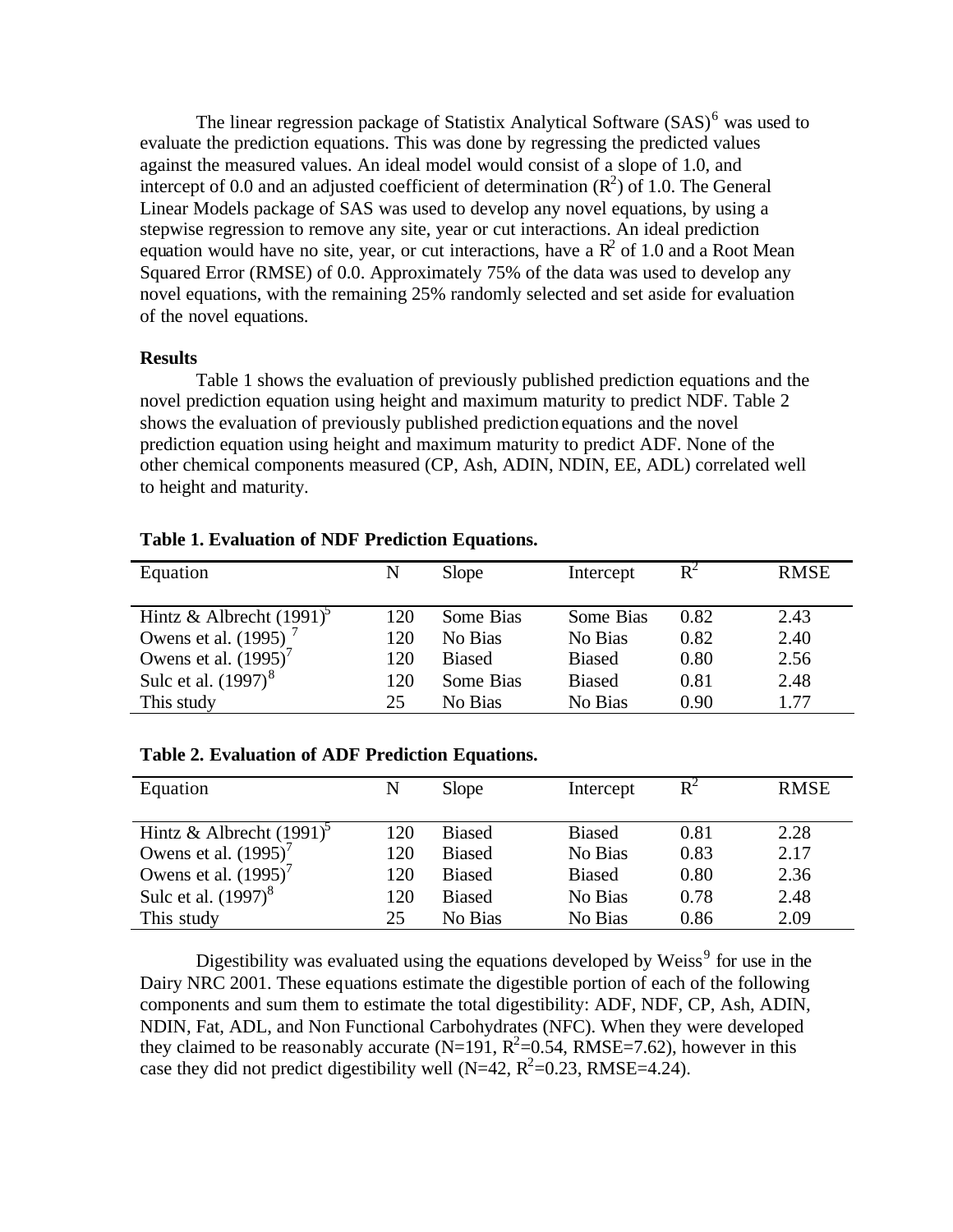The linear regression package of Statistix Analytical Software (SAS)[6] was used to evaluate the prediction equations. This was done by regressing the predicted values against the measured values. An ideal model would consist of a slope of 1.0, and intercept of 0.0 and an adjusted coefficient of determination ($R^2$) of 1.0. The General Linear Models package of SAS was used to develop any novel equations, by using a stepwise regression to remove any site, year or cut interactions. An ideal prediction equation would have no site, year, or cut interactions, have a $R^2$ of 1.0 and a Root Mean Squared Error (RMSE) of 0.0. Approximately 75% of the data was used to develop any novel equations, with the remaining 25% randomly selected and set aside for evaluation of the novel equations.

**Results**

Table 1 shows the evaluation of previously published prediction equations and the novel prediction equation using height and maximum maturity to predict NDF. Table 2 shows the evaluation of previously published prediction equations and the novel prediction equation using height and maximum maturity to predict ADF. None of the other chemical components measured (CP, Ash, ADIN, NDIN, EE, ADL) correlated well to height and maturity.

**Table 1. Evaluation of NDF Prediction Equations.**

| Equation | N | Slope | Intercept | $R^2$ | RMSE |
|---|---|---|---|---|---|
| Hintz & Albrecht (1991)[5] | 120 | Some Bias | Some Bias | 0.82 | 2.43 |
| Owens et al. (1995)[7] | 120 | No Bias | No Bias | 0.82 | 2.40 |
| Owens et al. (1995)[7] | 120 | Biased | Biased | 0.80 | 2.56 |
| Sulc et al. (1997)[8] | 120 | Some Bias | Biased | 0.81 | 2.48 |
| This study | 25 | No Bias | No Bias | 0.90 | 1.77 |

**Table 2. Evaluation of ADF Prediction Equations.**

| Equation | N | Slope | Intercept | $R^2$ | RMSE |
|---|---|---|---|---|---|
| Hintz & Albrecht (1991)[5] | 120 | Biased | Biased | 0.81 | 2.28 |
| Owens et al. (1995)[7] | 120 | Biased | No Bias | 0.83 | 2.17 |
| Owens et al. (1995)[7] | 120 | Biased | Biased | 0.80 | 2.36 |
| Sulc et al. (1997)[8] | 120 | Biased | No Bias | 0.78 | 2.48 |
| This study | 25 | No Bias | No Bias | 0.86 | 2.09 |

Digestibility was evaluated using the equations developed by Weiss[9] for use in the Dairy NRC 2001. These equations estimate the digestible portion of each of the following components and sum them to estimate the total digestibility: ADF, NDF, CP, Ash, ADIN, NDIN, Fat, ADL, and Non Functional Carbohydrates (NFC). When they were developed they claimed to be reasonably accurate (N=191, $R^2$=0.54, RMSE=7.62), however in this case they did not predict digestibility well (N=42, $R^2$=0.23, RMSE=4.24).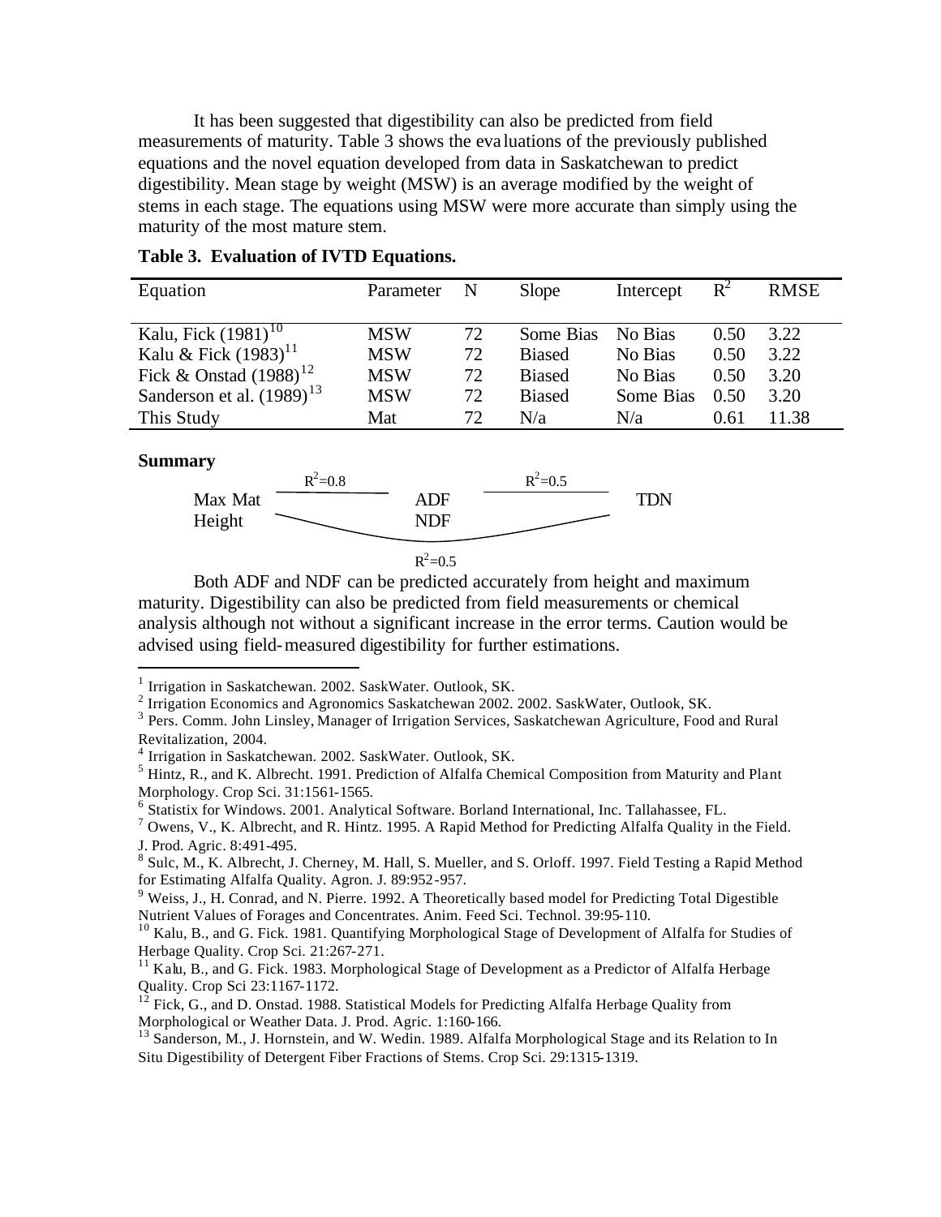It has been suggested that digestibility can also be predicted from field measurements of maturity. Table 3 shows the evaluations of the previously published equations and the novel equation developed from data in Saskatchewan to predict digestibility. Mean stage by weight (MSW) is an average modified by the weight of stems in each stage. The equations using MSW were more accurate than simply using the maturity of the most mature stem.

**Table 3. Evaluation of IVTD Equations.**

| Equation | Parameter | N | Slope | Intercept | $R^2$ | RMSE |
|---|---|---|---|---|---|---|
| Kalu, Fick (1981)[10] | MSW | 72 | Some Bias | No Bias | 0.50 | 3.22 |
| Kalu & Fick (1983)[11] | MSW | 72 | Biased | No Bias | 0.50 | 3.22 |
| Fick & Onstad (1988)[12] | MSW | 72 | Biased | No Bias | 0.50 | 3.20 |
| Sanderson et al. (1989)[13] | MSW | 72 | Biased | Some Bias | 0.50 | 3.20 |
| This Study | Mat | 72 | N/a | N/a | 0.61 | 11.38 |

**Summary**

Max Mat, Height —($R^2$=0.8)→ ADF, NDF —($R^2$=0.5)→ TDN

Max Mat, Height —($R^2$=0.5)→ TDN

Both ADF and NDF can be predicted accurately from height and maximum maturity. Digestibility can also be predicted from field measurements or chemical analysis although not without a significant increase in the error terms. Caution would be advised using field-measured digestibility for further estimations.

---

[1] Irrigation in Saskatchewan. 2002. SaskWater. Outlook, SK.

[2] Irrigation Economics and Agronomics Saskatchewan 2002. 2002. SaskWater, Outlook, SK.

[3] Pers. Comm. John Linsley, Manager of Irrigation Services, Saskatchewan Agriculture, Food and Rural Revitalization, 2004.

[4] Irrigation in Saskatchewan. 2002. SaskWater. Outlook, SK.

[5] Hintz, R., and K. Albrecht. 1991. Prediction of Alfalfa Chemical Composition from Maturity and Plant Morphology. Crop Sci. 31:1561-1565.

[6] Statistix for Windows. 2001. Analytical Software. Borland International, Inc. Tallahassee, FL.

[7] Owens, V., K. Albrecht, and R. Hintz. 1995. A Rapid Method for Predicting Alfalfa Quality in the Field. J. Prod. Agric. 8:491-495.

[8] Sulc, M., K. Albrecht, J. Cherney, M. Hall, S. Mueller, and S. Orloff. 1997. Field Testing a Rapid Method for Estimating Alfalfa Quality. Agron. J. 89:952-957.

[9] Weiss, J., H. Conrad, and N. Pierre. 1992. A Theoretically based model for Predicting Total Digestible Nutrient Values of Forages and Concentrates. Anim. Feed Sci. Technol. 39:95-110.

[10] Kalu, B., and G. Fick. 1981. Quantifying Morphological Stage of Development of Alfalfa for Studies of Herbage Quality. Crop Sci. 21:267-271.

[11] Kalu, B., and G. Fick. 1983. Morphological Stage of Development as a Predictor of Alfalfa Herbage Quality. Crop Sci 23:1167-1172.

[12] Fick, G., and D. Onstad. 1988. Statistical Models for Predicting Alfalfa Herbage Quality from Morphological or Weather Data. J. Prod. Agric. 1:160-166.

[13] Sanderson, M., J. Hornstein, and W. Wedin. 1989. Alfalfa Morphological Stage and its Relation to In Situ Digestibility of Detergent Fiber Fractions of Stems. Crop Sci. 29:1315-1319.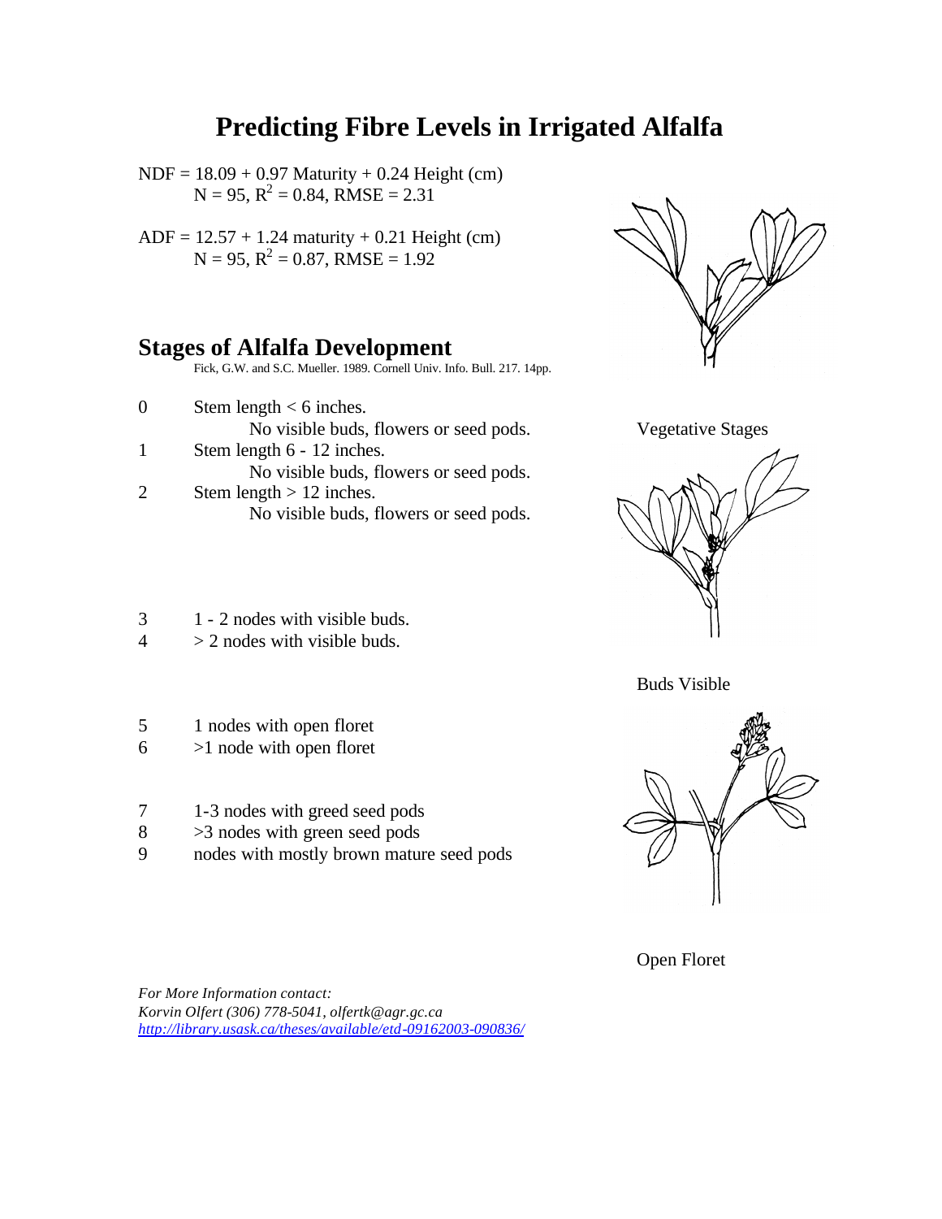# Predicting Fibre Levels in Irrigated Alfalfa

NDF = 18.09 + 0.97 Maturity + 0.24 Height (cm)
N = 95, $R^2$ = 0.84, RMSE = 2.31

ADF = 12.57 + 1.24 maturity + 0.21 Height (cm)
N = 95, $R^2$ = 0.87, RMSE = 1.92

## Stages of Alfalfa Development

Fick, G.W. and S.C. Mueller. 1989. Cornell Univ. Info. Bull. 217. 14pp.

| | |
|---|---|
| 0 | Stem length < 6 inches. No visible buds, flowers or seed pods. |
| 1 | Stem length 6 - 12 inches. No visible buds, flowers or seed pods. |
| 2 | Stem length > 12 inches. No visible buds, flowers or seed pods. |
| 3 | 1 - 2 nodes with visible buds. |
| 4 | > 2 nodes with visible buds. |
| 5 | 1 nodes with open floret |
| 6 | >1 node with open floret |
| 7 | 1-3 nodes with greed seed pods |
| 8 | >3 nodes with green seed pods |
| 9 | nodes with mostly brown mature seed pods |

Vegetative Stages

Buds Visible

Open Floret

*For More Information contact:*
*Korvin Olfert (306) 778-5041, olfertk@agr.gc.ca*
*http://library.usask.ca/theses/available/etd-09162003-090836/*